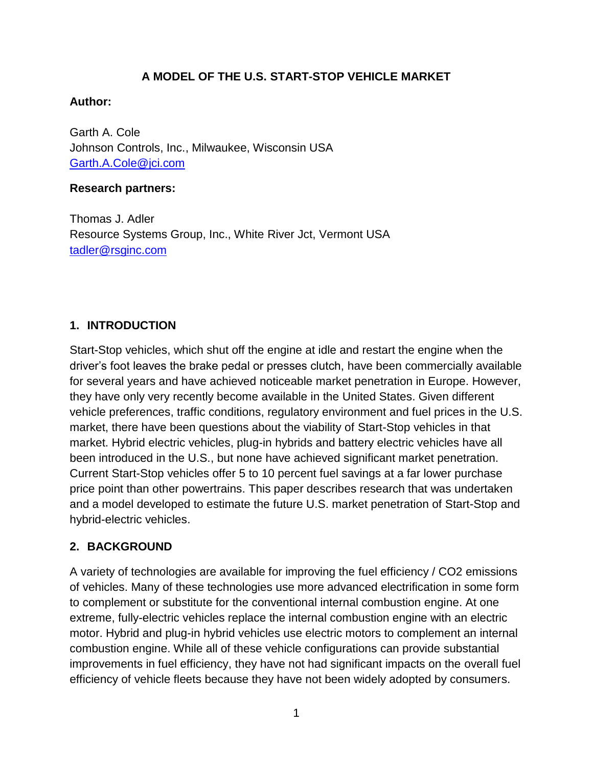# A MODEL OF THE U.S. START-STOP VEHICLE MARKET

**Author:**

Garth A. Cole
Johnson Controls, Inc., Milwaukee, Wisconsin USA
Garth.A.Cole@jci.com

**Research partners:**

Thomas J. Adler
Resource Systems Group, Inc., White River Jct, Vermont USA
tadler@rsginc.com

## 1. INTRODUCTION

Start-Stop vehicles, which shut off the engine at idle and restart the engine when the driver's foot leaves the brake pedal or presses clutch, have been commercially available for several years and have achieved noticeable market penetration in Europe. However, they have only very recently become available in the United States. Given different vehicle preferences, traffic conditions, regulatory environment and fuel prices in the U.S. market, there have been questions about the viability of Start-Stop vehicles in that market. Hybrid electric vehicles, plug-in hybrids and battery electric vehicles have all been introduced in the U.S., but none have achieved significant market penetration. Current Start-Stop vehicles offer 5 to 10 percent fuel savings at a far lower purchase price point than other powertrains. This paper describes research that was undertaken and a model developed to estimate the future U.S. market penetration of Start-Stop and hybrid-electric vehicles.

## 2. BACKGROUND

A variety of technologies are available for improving the fuel efficiency / $CO_2$ emissions of vehicles. Many of these technologies use more advanced electrification in some form to complement or substitute for the conventional internal combustion engine. At one extreme, fully-electric vehicles replace the internal combustion engine with an electric motor. Hybrid and plug-in hybrid vehicles use electric motors to complement an internal combustion engine. While all of these vehicle configurations can provide substantial improvements in fuel efficiency, they have not had significant impacts on the overall fuel efficiency of vehicle fleets because they have not been widely adopted by consumers.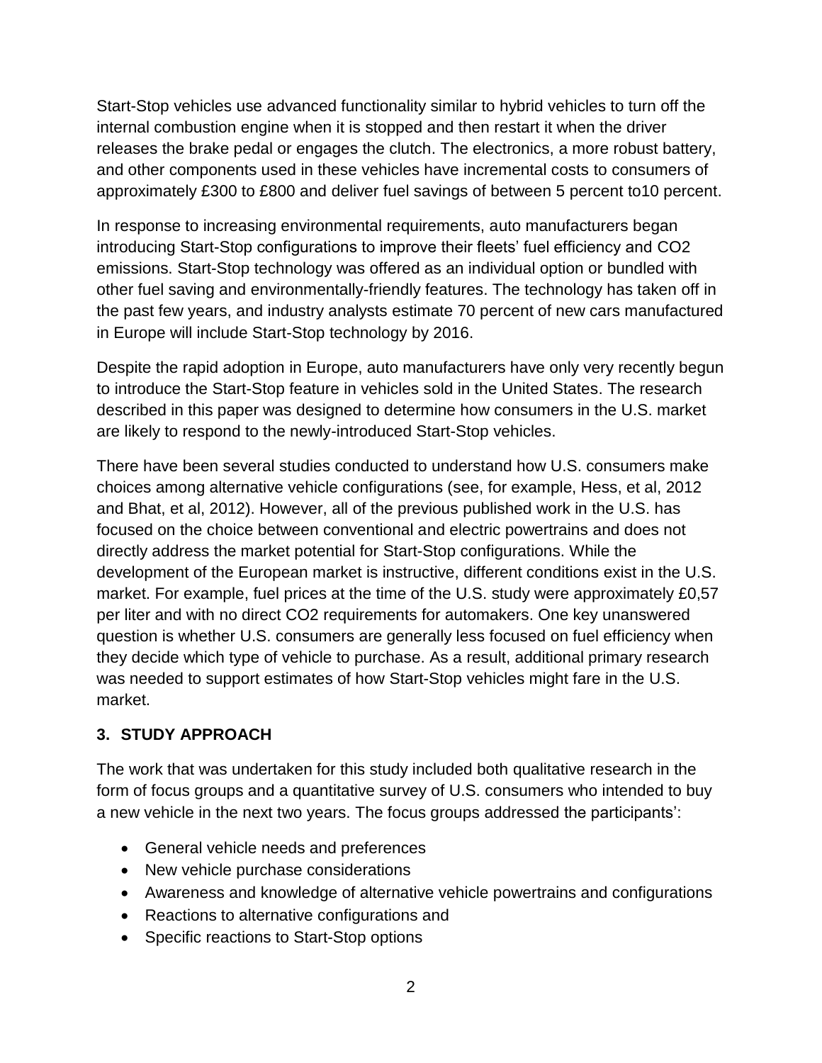Start-Stop vehicles use advanced functionality similar to hybrid vehicles to turn off the internal combustion engine when it is stopped and then restart it when the driver releases the brake pedal or engages the clutch. The electronics, a more robust battery, and other components used in these vehicles have incremental costs to consumers of approximately £300 to £800 and deliver fuel savings of between 5 percent to10 percent.

In response to increasing environmental requirements, auto manufacturers began introducing Start-Stop configurations to improve their fleets' fuel efficiency and $CO_2$ emissions. Start-Stop technology was offered as an individual option or bundled with other fuel saving and environmentally-friendly features. The technology has taken off in the past few years, and industry analysts estimate 70 percent of new cars manufactured in Europe will include Start-Stop technology by 2016.

Despite the rapid adoption in Europe, auto manufacturers have only very recently begun to introduce the Start-Stop feature in vehicles sold in the United States. The research described in this paper was designed to determine how consumers in the U.S. market are likely to respond to the newly-introduced Start-Stop vehicles.

There have been several studies conducted to understand how U.S. consumers make choices among alternative vehicle configurations (see, for example, Hess, et al, 2012 and Bhat, et al, 2012). However, all of the previous published work in the U.S. has focused on the choice between conventional and electric powertrains and does not directly address the market potential for Start-Stop configurations. While the development of the European market is instructive, different conditions exist in the U.S. market. For example, fuel prices at the time of the U.S. study were approximately £0,57 per liter and with no direct $CO_2$ requirements for automakers. One key unanswered question is whether U.S. consumers are generally less focused on fuel efficiency when they decide which type of vehicle to purchase. As a result, additional primary research was needed to support estimates of how Start-Stop vehicles might fare in the U.S. market.

## 3. STUDY APPROACH

The work that was undertaken for this study included both qualitative research in the form of focus groups and a quantitative survey of U.S. consumers who intended to buy a new vehicle in the next two years. The focus groups addressed the participants':

- General vehicle needs and preferences
- New vehicle purchase considerations
- Awareness and knowledge of alternative vehicle powertrains and configurations
- Reactions to alternative configurations and
- Specific reactions to Start-Stop options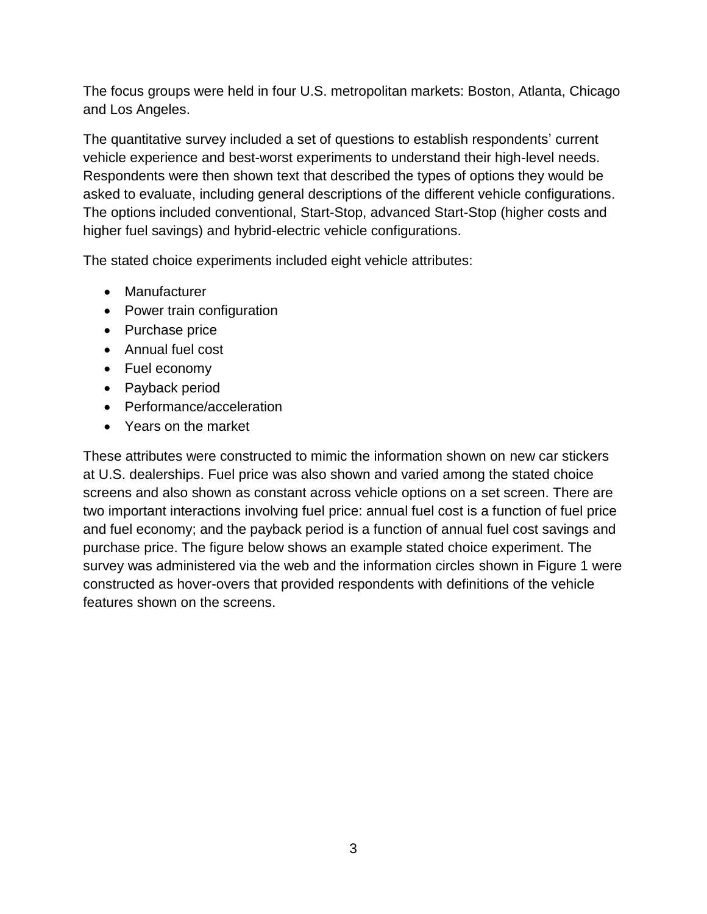The focus groups were held in four U.S. metropolitan markets: Boston, Atlanta, Chicago and Los Angeles.

The quantitative survey included a set of questions to establish respondents' current vehicle experience and best-worst experiments to understand their high-level needs. Respondents were then shown text that described the types of options they would be asked to evaluate, including general descriptions of the different vehicle configurations. The options included conventional, Start-Stop, advanced Start-Stop (higher costs and higher fuel savings) and hybrid-electric vehicle configurations.

The stated choice experiments included eight vehicle attributes:

- Manufacturer
- Power train configuration
- Purchase price
- Annual fuel cost
- Fuel economy
- Payback period
- Performance/acceleration
- Years on the market

These attributes were constructed to mimic the information shown on new car stickers at U.S. dealerships. Fuel price was also shown and varied among the stated choice screens and also shown as constant across vehicle options on a set screen. There are two important interactions involving fuel price: annual fuel cost is a function of fuel price and fuel economy; and the payback period is a function of annual fuel cost savings and purchase price. The figure below shows an example stated choice experiment. The survey was administered via the web and the information circles shown in Figure 1 were constructed as hover-overs that provided respondents with definitions of the vehicle features shown on the screens.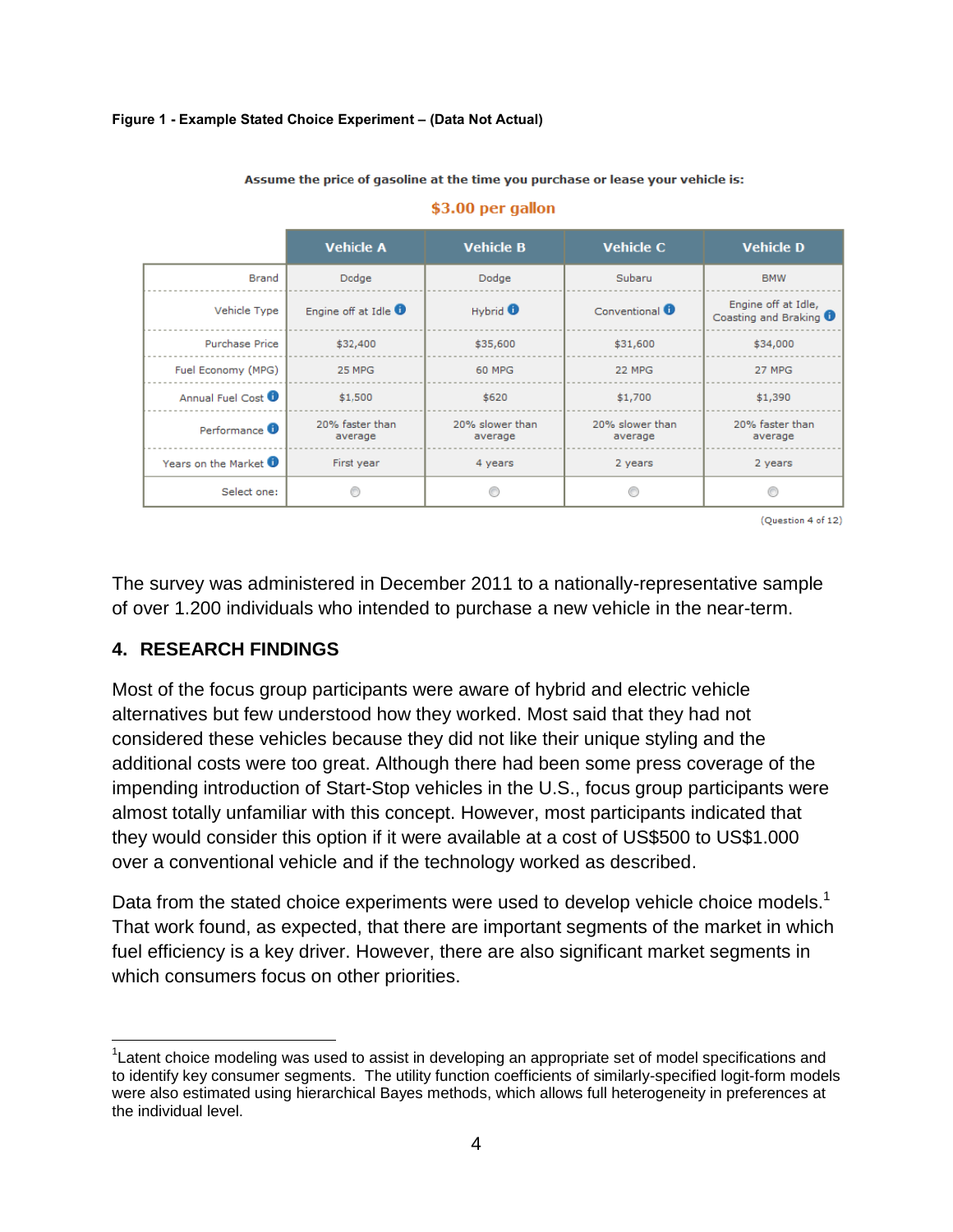**Figure 1 - Example Stated Choice Experiment – (Data Not Actual)**

Assume the price of gasoline at the time you purchase or lease your vehicle is:

**$3.00 per gallon**

| | Vehicle A | Vehicle B | Vehicle C | Vehicle D |
|---|---|---|---|---|
| Brand | Dodge | Dodge | Subaru | BMW |
| Vehicle Type | Engine off at Idle | Hybrid | Conventional | Engine off at Idle, Coasting and Braking |
| Purchase Price | $32,400 | $35,600 | $31,600 | $34,000 |
| Fuel Economy (MPG) | 25 MPG | 60 MPG | 22 MPG | 27 MPG |
| Annual Fuel Cost | $1,500 | $620 | $1,700 | $1,390 |
| Performance | 20% faster than average | 20% slower than average | 20% slower than average | 20% faster than average |
| Years on the Market | First year | 4 years | 2 years | 2 years |
| Select one: | ○ | ○ | ○ | ○ |

(Question 4 of 12)

The survey was administered in December 2011 to a nationally-representative sample of over 1.200 individuals who intended to purchase a new vehicle in the near-term.

## 4. RESEARCH FINDINGS

Most of the focus group participants were aware of hybrid and electric vehicle alternatives but few understood how they worked. Most said that they had not considered these vehicles because they did not like their unique styling and the additional costs were too great. Although there had been some press coverage of the impending introduction of Start-Stop vehicles in the U.S., focus group participants were almost totally unfamiliar with this concept. However, most participants indicated that they would consider this option if it were available at a cost of US$500 to US$1.000 over a conventional vehicle and if the technology worked as described.

Data from the stated choice experiments were used to develop vehicle choice models.[1] That work found, as expected, that there are important segments of the market in which fuel efficiency is a key driver. However, there are also significant market segments in which consumers focus on other priorities.

[1]Latent choice modeling was used to assist in developing an appropriate set of model specifications and to identify key consumer segments. The utility function coefficients of similarly-specified logit-form models were also estimated using hierarchical Bayes methods, which allows full heterogeneity in preferences at the individual level.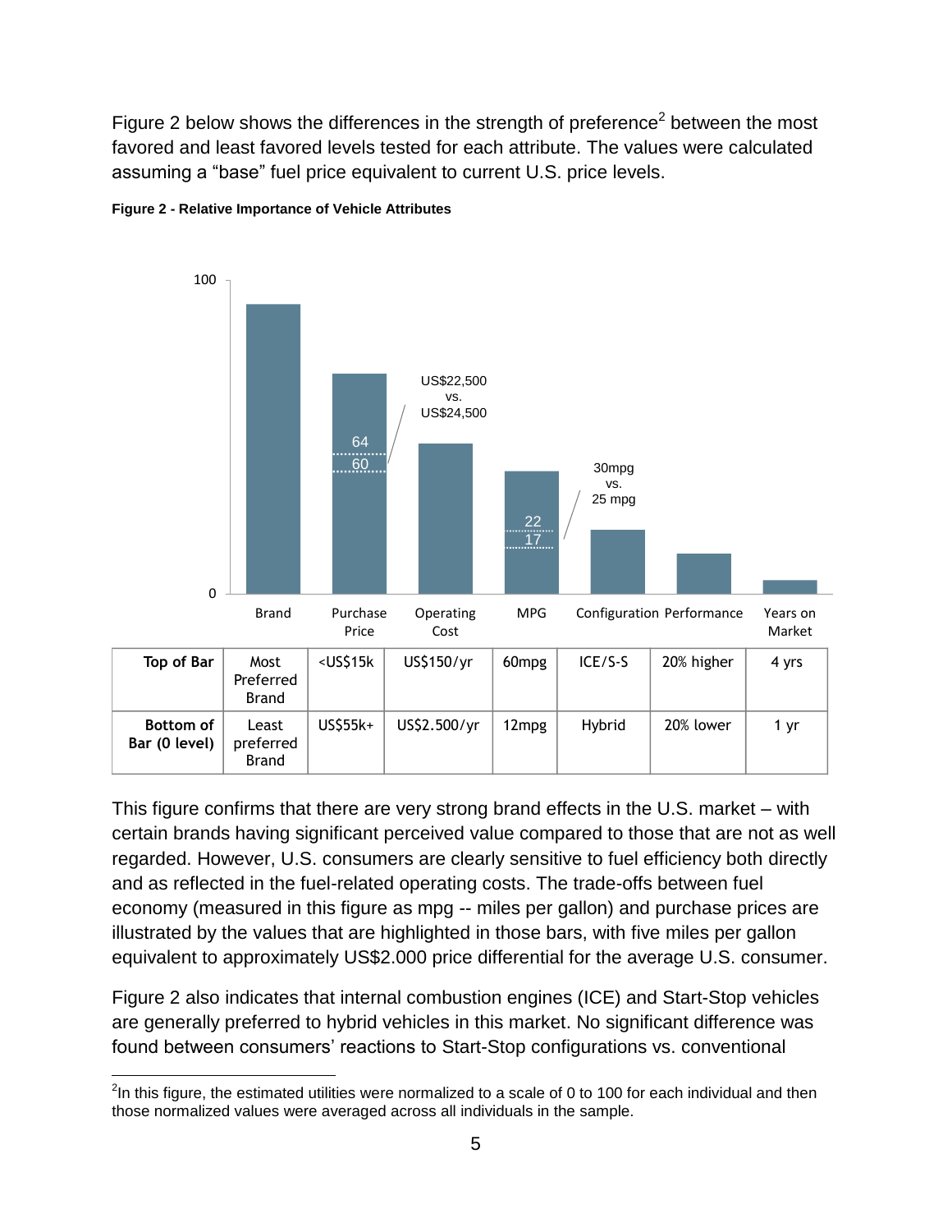Figure 2 below shows the differences in the strength of preference[2] between the most favored and least favored levels tested for each attribute. The values were calculated assuming a "base" fuel price equivalent to current U.S. price levels.

**Figure 2 - Relative Importance of Vehicle Attributes**

| Top of Bar | Most Preferred Brand | <US$15k | US$150/yr | 60mpg | ICE/S-S | 20% higher | 4 yrs |
|---|---|---|---|---|---|---|---|
| Bottom of Bar (0 level) | Least preferred Brand | US$55k+ | US$2.500/yr | 12mpg | Hybrid | 20% lower | 1 yr |

This figure confirms that there are very strong brand effects in the U.S. market – with certain brands having significant perceived value compared to those that are not as well regarded. However, U.S. consumers are clearly sensitive to fuel efficiency both directly and as reflected in the fuel-related operating costs. The trade-offs between fuel economy (measured in this figure as mpg -- miles per gallon) and purchase prices are illustrated by the values that are highlighted in those bars, with five miles per gallon equivalent to approximately US$2.000 price differential for the average U.S. consumer.

Figure 2 also indicates that internal combustion engines (ICE) and Start-Stop vehicles are generally preferred to hybrid vehicles in this market. No significant difference was found between consumers' reactions to Start-Stop configurations vs. conventional

[2] In this figure, the estimated utilities were normalized to a scale of 0 to 100 for each individual and then those normalized values were averaged across all individuals in the sample.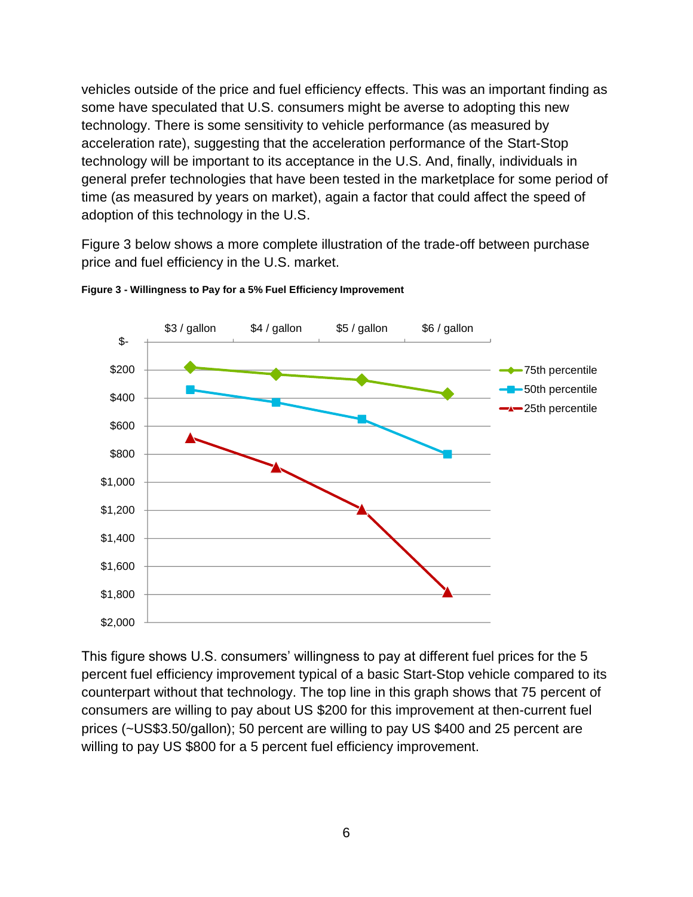vehicles outside of the price and fuel efficiency effects. This was an important finding as some have speculated that U.S. consumers might be averse to adopting this new technology. There is some sensitivity to vehicle performance (as measured by acceleration rate), suggesting that the acceleration performance of the Start-Stop technology will be important to its acceptance in the U.S. And, finally, individuals in general prefer technologies that have been tested in the marketplace for some period of time (as measured by years on market), again a factor that could affect the speed of adoption of this technology in the U.S.

Figure 3 below shows a more complete illustration of the trade-off between purchase price and fuel efficiency in the U.S. market.

**Figure 3 - Willingness to Pay for a 5% Fuel Efficiency Improvement**

This figure shows U.S. consumers' willingness to pay at different fuel prices for the 5 percent fuel efficiency improvement typical of a basic Start-Stop vehicle compared to its counterpart without that technology. The top line in this graph shows that 75 percent of consumers are willing to pay about US $200 for this improvement at then-current fuel prices (~US$3.50/gallon); 50 percent are willing to pay US $400 and 25 percent are willing to pay US $800 for a 5 percent fuel efficiency improvement.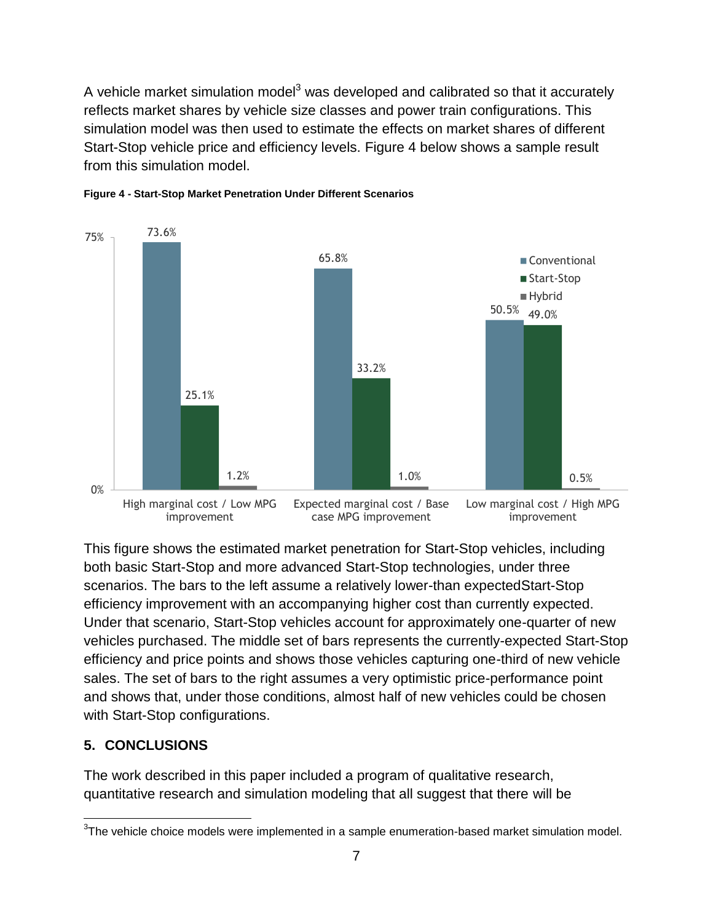A vehicle market simulation model[3] was developed and calibrated so that it accurately reflects market shares by vehicle size classes and power train configurations. This simulation model was then used to estimate the effects on market shares of different Start-Stop vehicle price and efficiency levels. Figure 4 below shows a sample result from this simulation model.

**Figure 4 - Start-Stop Market Penetration Under Different Scenarios**

| Scenario | Conventional | Start-Stop | Hybrid |
| --- | --- | --- | --- |
| High marginal cost / Low MPG improvement | 73.6% | 25.1% | 1.2% |
| Expected marginal cost / Base case MPG improvement | 65.8% | 33.2% | 1.0% |
| Low marginal cost / High MPG improvement | 50.5% | 49.0% | 0.5% |

This figure shows the estimated market penetration for Start-Stop vehicles, including both basic Start-Stop and more advanced Start-Stop technologies, under three scenarios. The bars to the left assume a relatively lower-than expectedStart-Stop efficiency improvement with an accompanying higher cost than currently expected. Under that scenario, Start-Stop vehicles account for approximately one-quarter of new vehicles purchased. The middle set of bars represents the currently-expected Start-Stop efficiency and price points and shows those vehicles capturing one-third of new vehicle sales. The set of bars to the right assumes a very optimistic price-performance point and shows that, under those conditions, almost half of new vehicles could be chosen with Start-Stop configurations.

## 5. CONCLUSIONS

The work described in this paper included a program of qualitative research, quantitative research and simulation modeling that all suggest that there will be

---

[3] The vehicle choice models were implemented in a sample enumeration-based market simulation model.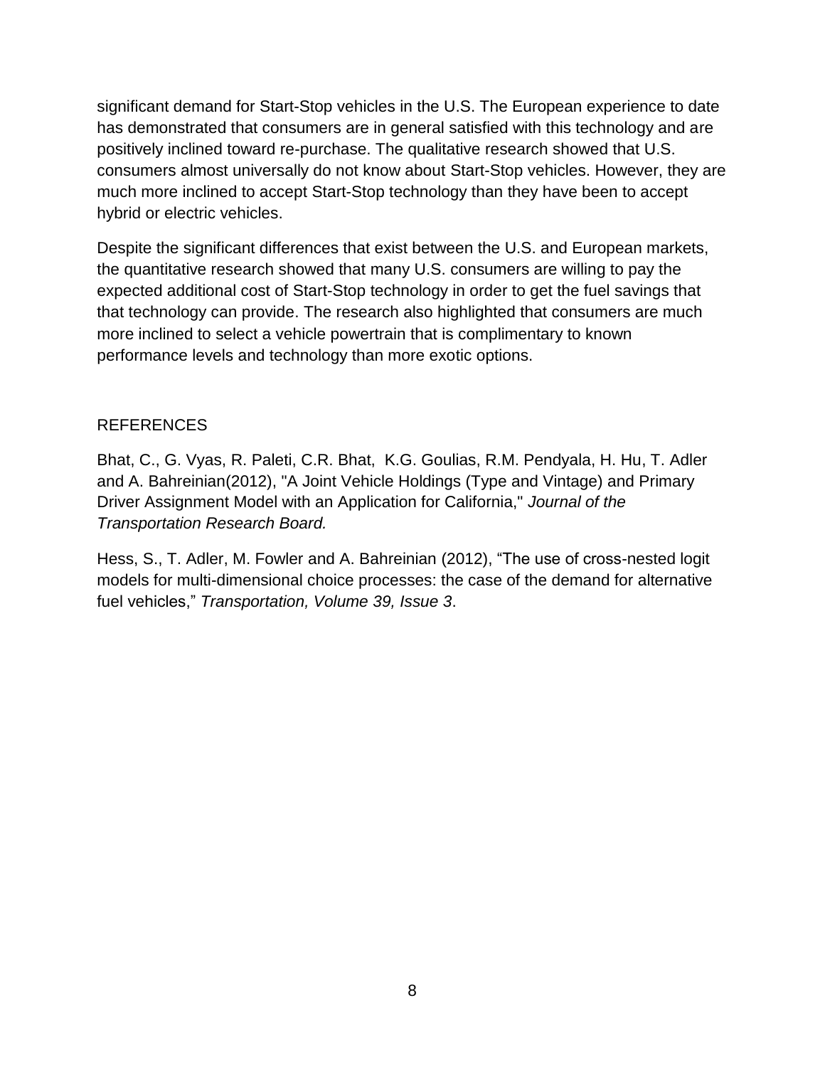significant demand for Start-Stop vehicles in the U.S. The European experience to date has demonstrated that consumers are in general satisfied with this technology and are positively inclined toward re-purchase. The qualitative research showed that U.S. consumers almost universally do not know about Start-Stop vehicles. However, they are much more inclined to accept Start-Stop technology than they have been to accept hybrid or electric vehicles.

Despite the significant differences that exist between the U.S. and European markets, the quantitative research showed that many U.S. consumers are willing to pay the expected additional cost of Start-Stop technology in order to get the fuel savings that that technology can provide. The research also highlighted that consumers are much more inclined to select a vehicle powertrain that is complimentary to known performance levels and technology than more exotic options.

## REFERENCES

Bhat, C., G. Vyas, R. Paleti, C.R. Bhat, K.G. Goulias, R.M. Pendyala, H. Hu, T. Adler and A. Bahreinian(2012), "A Joint Vehicle Holdings (Type and Vintage) and Primary Driver Assignment Model with an Application for California," *Journal of the Transportation Research Board.*

Hess, S., T. Adler, M. Fowler and A. Bahreinian (2012), "The use of cross-nested logit models for multi-dimensional choice processes: the case of the demand for alternative fuel vehicles," *Transportation, Volume 39, Issue 3*.